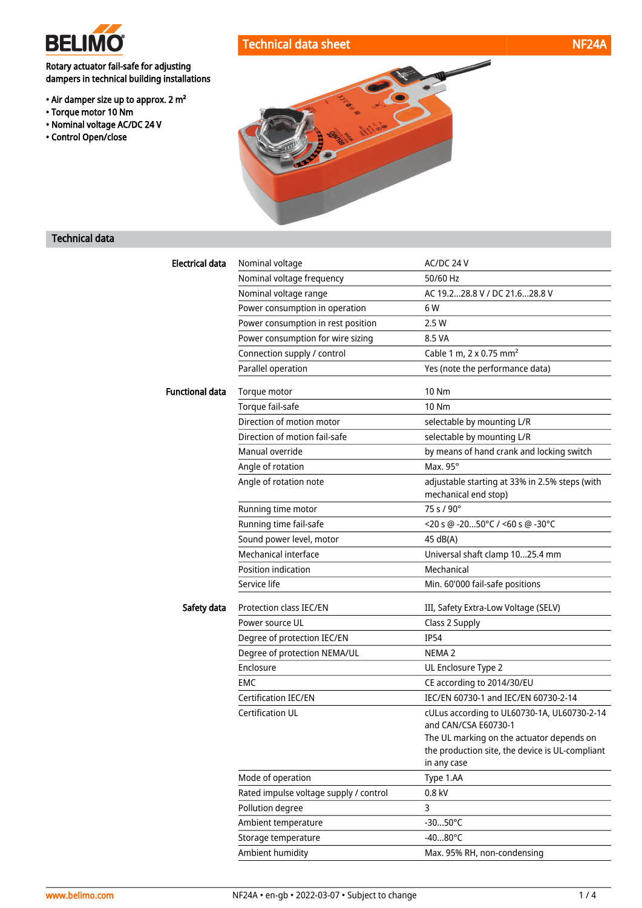# BELIMO

**Technical data sheet** **NF24A**

**Rotary actuator fail-safe for adjusting dampers in technical building installations**

- **Air damper size up to approx. 2 m²**
- **Torque motor 10 Nm**
- **Nominal voltage AC/DC 24 V**
- **Control Open/close**

## Technical data

| | | |
|---|---|---|
| **Electrical data** | Nominal voltage | AC/DC 24 V |
| | Nominal voltage frequency | 50/60 Hz |
| | Nominal voltage range | AC 19.2...28.8 V / DC 21.6...28.8 V |
| | Power consumption in operation | 6 W |
| | Power consumption in rest position | 2.5 W |
| | Power consumption for wire sizing | 8.5 VA |
| | Connection supply / control | Cable 1 m, 2 x 0.75 mm² |
| | Parallel operation | Yes (note the performance data) |
| **Functional data** | Torque motor | 10 Nm |
| | Torque fail-safe | 10 Nm |
| | Direction of motion motor | selectable by mounting L/R |
| | Direction of motion fail-safe | selectable by mounting L/R |
| | Manual override | by means of hand crank and locking switch |
| | Angle of rotation | Max. 95° |
| | Angle of rotation note | adjustable starting at 33% in 2.5% steps (with mechanical end stop) |
| | Running time motor | 75 s / 90° |
| | Running time fail-safe | <20 s @ -20...50°C / <60 s @ -30°C |
| | Sound power level, motor | 45 dB(A) |
| | Mechanical interface | Universal shaft clamp 10...25.4 mm |
| | Position indication | Mechanical |
| | Service life | Min. 60'000 fail-safe positions |
| **Safety data** | Protection class IEC/EN | III, Safety Extra-Low Voltage (SELV) |
| | Power source UL | Class 2 Supply |
| | Degree of protection IEC/EN | IP54 |
| | Degree of protection NEMA/UL | NEMA 2 |
| | Enclosure | UL Enclosure Type 2 |
| | EMC | CE according to 2014/30/EU |
| | Certification IEC/EN | IEC/EN 60730-1 and IEC/EN 60730-2-14 |
| | Certification UL | cULus according to UL60730-1A, UL60730-2-14 and CAN/CSA E60730-1<br>The UL marking on the actuator depends on the production site, the device is UL-compliant in any case |
| | Mode of operation | Type 1.AA |
| | Rated impulse voltage supply / control | 0.8 kV |
| | Pollution degree | 3 |
| | Ambient temperature | -30...50°C |
| | Storage temperature | -40...80°C |
| | Ambient humidity | Max. 95% RH, non-condensing |

www.belimo.com NF24A • en-gb • 2022-03-07 • Subject to change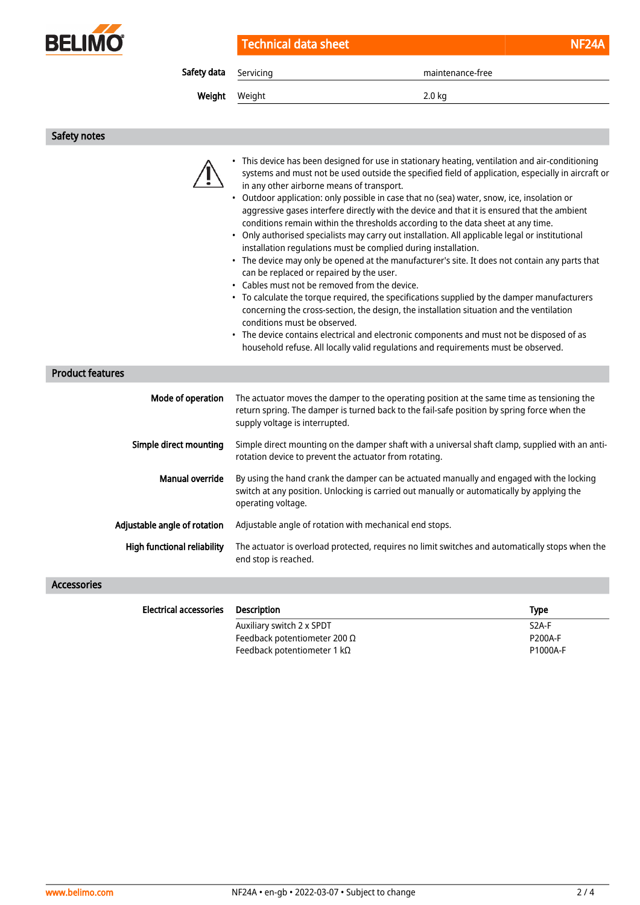| Safety data | Servicing | maintenance-free |
|---|---|---|
| Weight | Weight | 2.0 kg |

## Safety notes

- This device has been designed for use in stationary heating, ventilation and air-conditioning systems and must not be used outside the specified field of application, especially in aircraft or in any other airborne means of transport.
- Outdoor application: only possible in case that no (sea) water, snow, ice, insolation or aggressive gases interfere directly with the device and that it is ensured that the ambient conditions remain within the thresholds according to the data sheet at any time.
- Only authorised specialists may carry out installation. All applicable legal or institutional installation regulations must be complied during installation.
- The device may only be opened at the manufacturer's site. It does not contain any parts that can be replaced or repaired by the user.
- Cables must not be removed from the device.
- To calculate the torque required, the specifications supplied by the damper manufacturers concerning the cross-section, the design, the installation situation and the ventilation conditions must be observed.
- The device contains electrical and electronic components and must not be disposed of as household refuse. All locally valid regulations and requirements must be observed.

## Product features

**Mode of operation**
The actuator moves the damper to the operating position at the same time as tensioning the return spring. The damper is turned back to the fail-safe position by spring force when the supply voltage is interrupted.

**Simple direct mounting**
Simple direct mounting on the damper shaft with a universal shaft clamp, supplied with an anti-rotation device to prevent the actuator from rotating.

**Manual override**
By using the hand crank the damper can be actuated manually and engaged with the locking switch at any position. Unlocking is carried out manually or automatically by applying the operating voltage.

**Adjustable angle of rotation**
Adjustable angle of rotation with mechanical end stops.

**High functional reliability**
The actuator is overload protected, requires no limit switches and automatically stops when the end stop is reached.

## Accessories

**Electrical accessories**

| Description | Type |
|---|---|
| Auxiliary switch 2 x SPDT | S2A-F |
| Feedback potentiometer 200 Ω | P200A-F |
| Feedback potentiometer 1 kΩ | P1000A-F |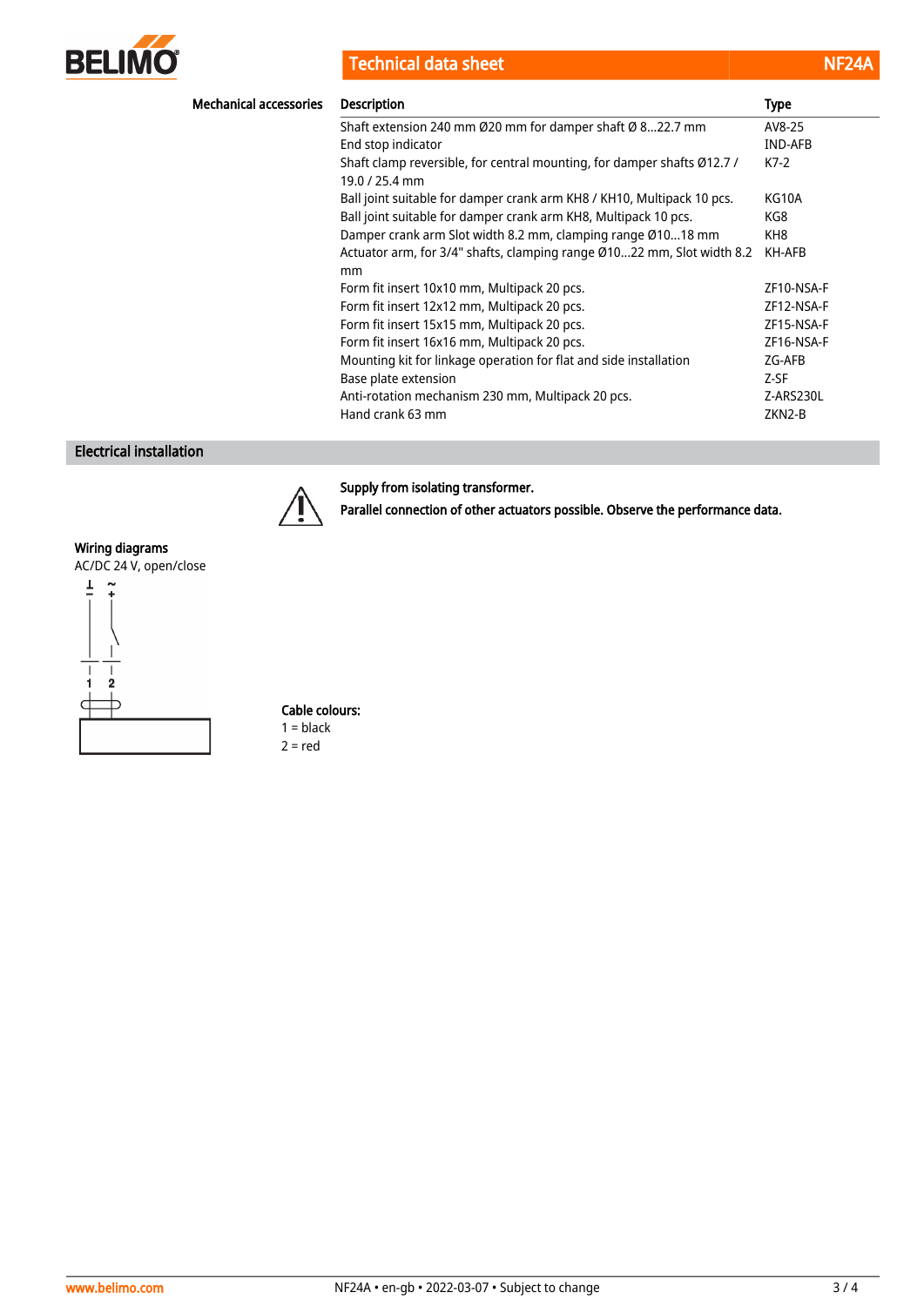## Mechanical accessories

| Description | Type |
|---|---|
| Shaft extension 240 mm Ø20 mm for damper shaft Ø 8...22.7 mm | AV8-25 |
| End stop indicator | IND-AFB |
| Shaft clamp reversible, for central mounting, for damper shafts Ø12.7 / 19.0 / 25.4 mm | K7-2 |
| Ball joint suitable for damper crank arm KH8 / KH10, Multipack 10 pcs. | KG10A |
| Ball joint suitable for damper crank arm KH8, Multipack 10 pcs. | KG8 |
| Damper crank arm Slot width 8.2 mm, clamping range Ø10...18 mm | KH8 |
| Actuator arm, for 3/4" shafts, clamping range Ø10...22 mm, Slot width 8.2 mm | KH-AFB |
| Form fit insert 10x10 mm, Multipack 20 pcs. | ZF10-NSA-F |
| Form fit insert 12x12 mm, Multipack 20 pcs. | ZF12-NSA-F |
| Form fit insert 15x15 mm, Multipack 20 pcs. | ZF15-NSA-F |
| Form fit insert 16x16 mm, Multipack 20 pcs. | ZF16-NSA-F |
| Mounting kit for linkage operation for flat and side installation | ZG-AFB |
| Base plate extension | Z-SF |
| Anti-rotation mechanism 230 mm, Multipack 20 pcs. | Z-ARS230L |
| Hand crank 63 mm | ZKN2-B |

## Electrical installation

**Supply from isolating transformer.**

**Parallel connection of other actuators possible. Observe the performance data.**

### Wiring diagrams

AC/DC 24 V, open/close

⊥ –   ~ +

1   2

**Cable colours:**

1 = black

2 = red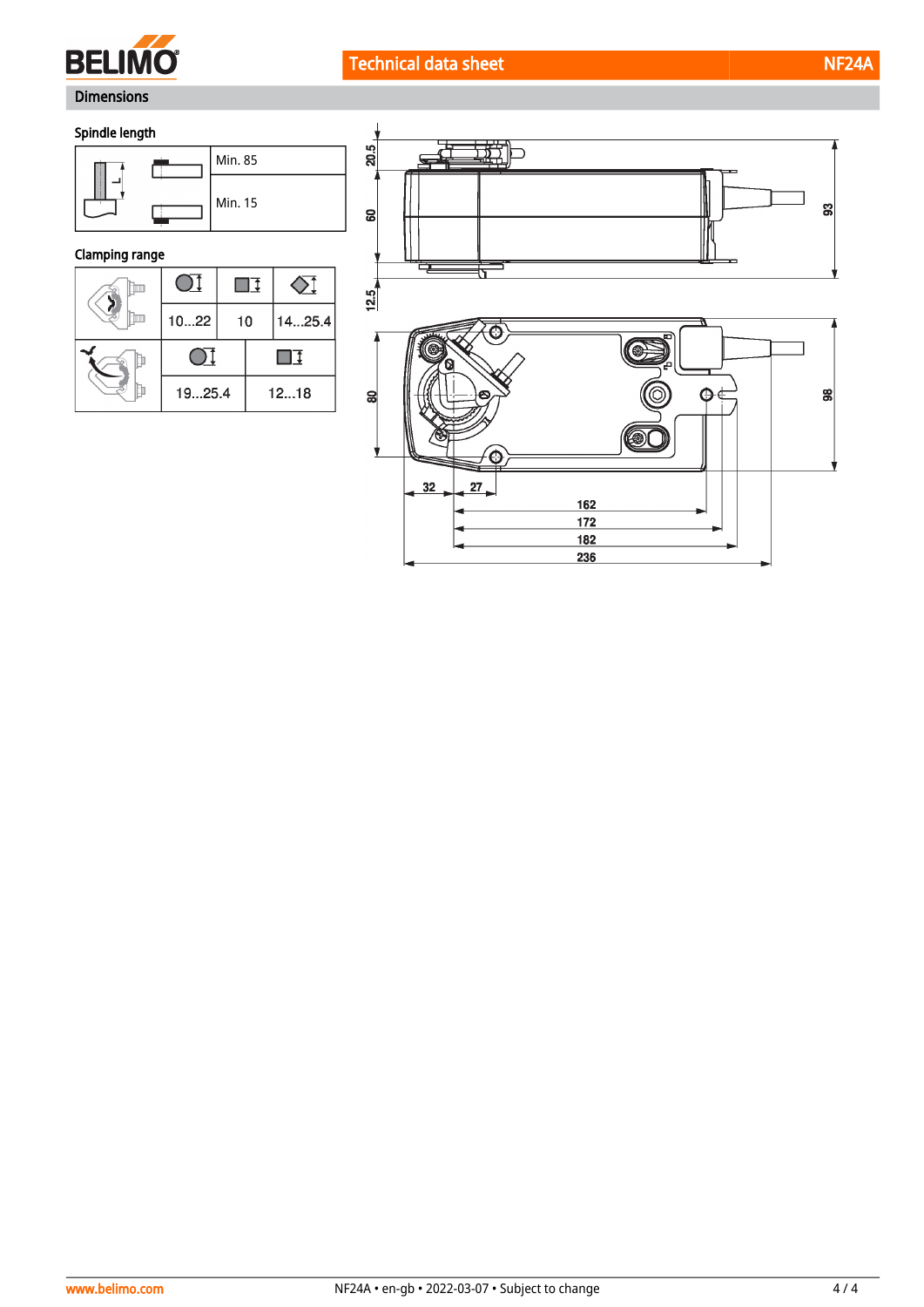## Dimensions

### Spindle length

| | |
|---|---|
| | Min. 85 |
| | Min. 15 |

### Clamping range

| | | | |
|---|---|---|---|
| | 10...22 | 10 | 14...25.4 |
| | 19...25.4 | 12...18 | |

20.5
60
93
12.5
80
98
32
27
162
172
182
236